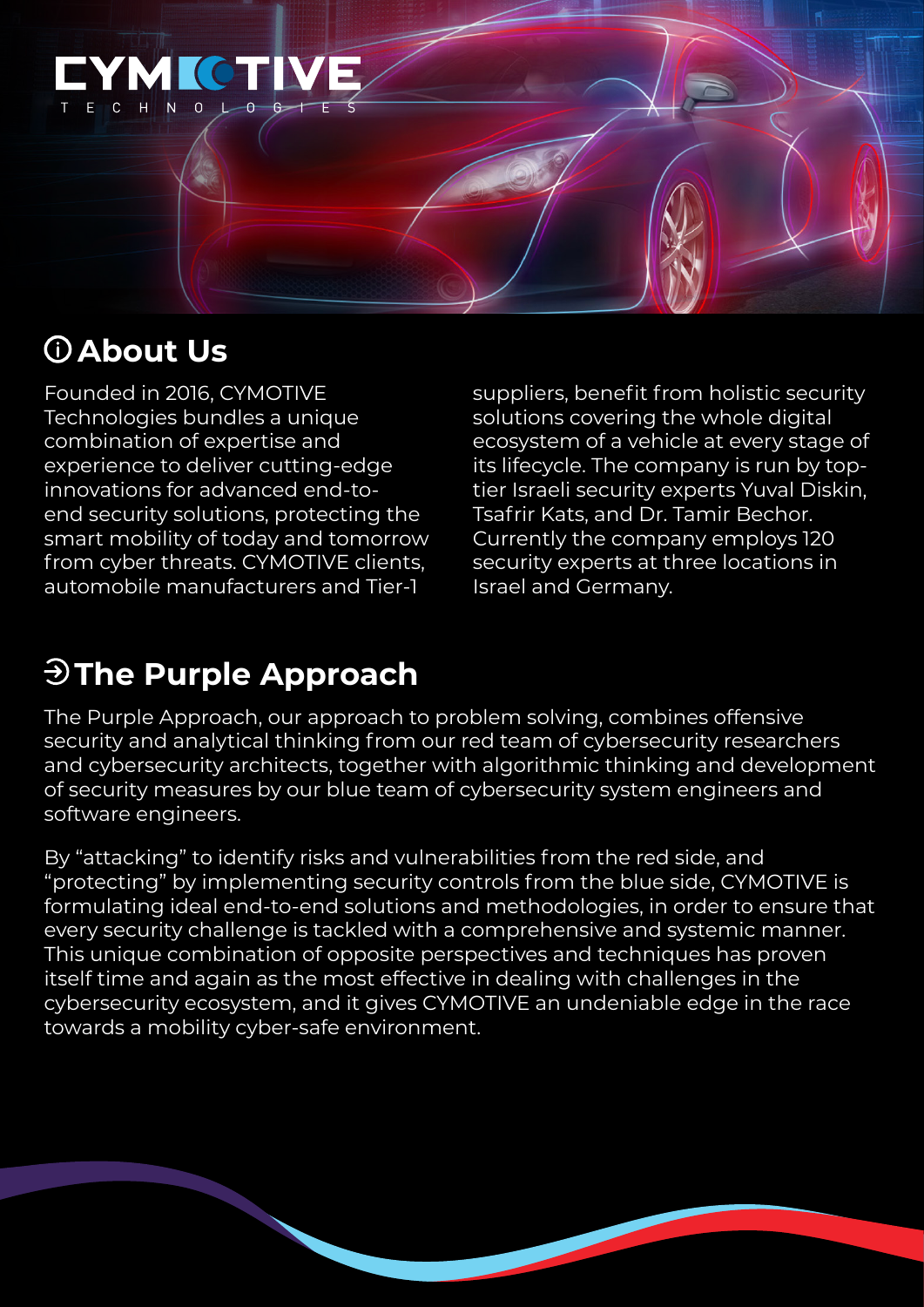# CYMOTIVE TECHNOLOGIES

## About Us

Founded in 2016, CYMOTIVE Technologies bundles a unique combination of expertise and experience to deliver cutting-edge innovations for advanced end-to-end security solutions, protecting the smart mobility of today and tomorrow from cyber threats. CYMOTIVE clients, automobile manufacturers and Tier-1 suppliers, benefit from holistic security solutions covering the whole digital ecosystem of a vehicle at every stage of its lifecycle. The company is run by top-tier Israeli security experts Yuval Diskin, Tsafrir Kats, and Dr. Tamir Bechor. Currently the company employs 120 security experts at three locations in Israel and Germany.

## The Purple Approach

The Purple Approach, our approach to problem solving, combines offensive security and analytical thinking from our red team of cybersecurity researchers and cybersecurity architects, together with algorithmic thinking and development of security measures by our blue team of cybersecurity system engineers and software engineers.

By "attacking" to identify risks and vulnerabilities from the red side, and "protecting" by implementing security controls from the blue side, CYMOTIVE is formulating ideal end-to-end solutions and methodologies, in order to ensure that every security challenge is tackled with a comprehensive and systemic manner. This unique combination of opposite perspectives and techniques has proven itself time and again as the most effective in dealing with challenges in the cybersecurity ecosystem, and it gives CYMOTIVE an undeniable edge in the race towards a mobility cyber-safe environment.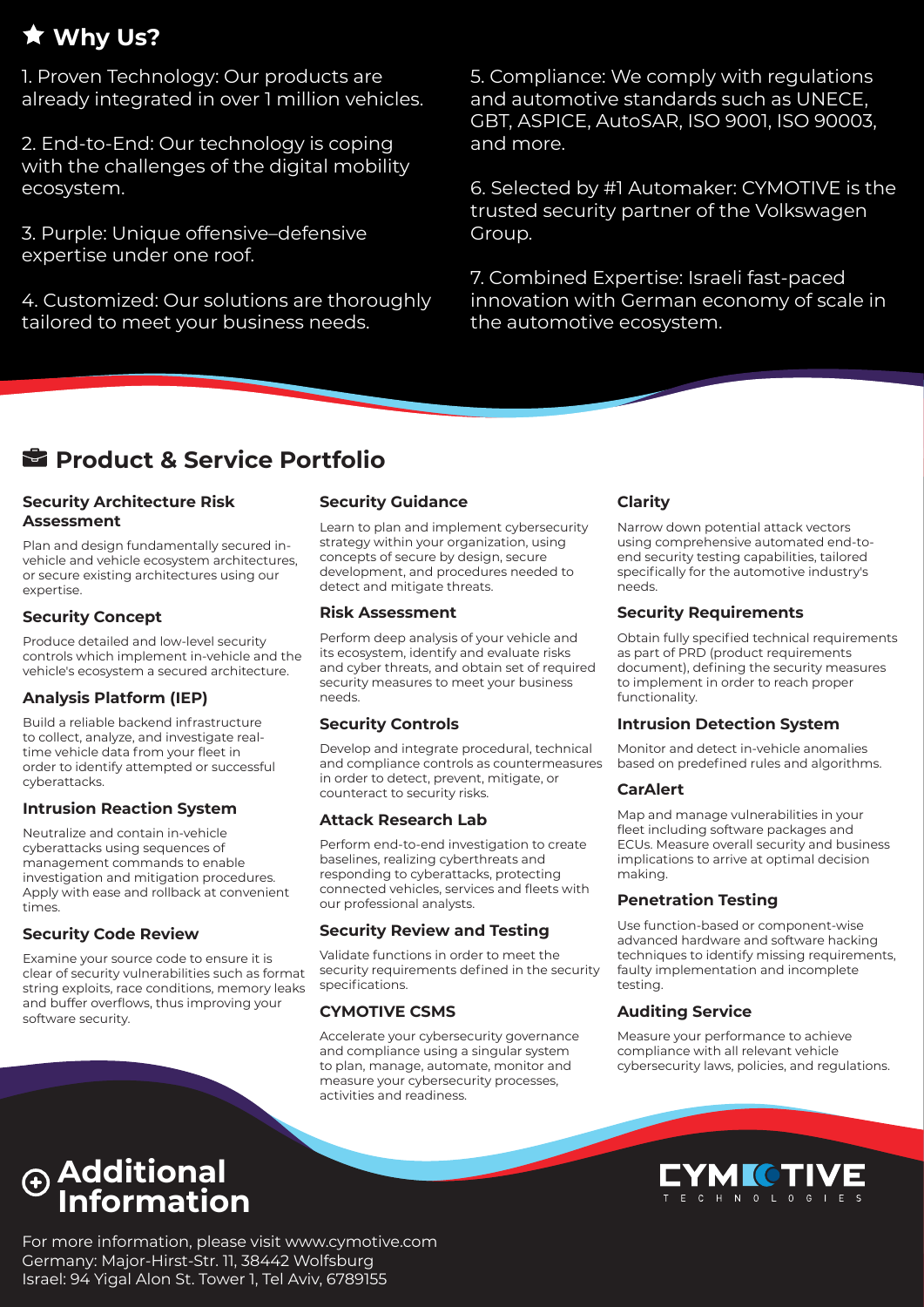## ★ Why Us?

1. Proven Technology: Our products are already integrated in over 1 million vehicles.

2. End-to-End: Our technology is coping with the challenges of the digital mobility ecosystem.

3. Purple: Unique offensive–defensive expertise under one roof.

4. Customized: Our solutions are thoroughly tailored to meet your business needs.

5. Compliance: We comply with regulations and automotive standards such as UNECE, GBT, ASPICE, AutoSAR, ISO 9001, ISO 90003, and more.

6. Selected by #1 Automaker: CYMOTIVE is the trusted security partner of the Volkswagen Group.

7. Combined Expertise: Israeli fast-paced innovation with German economy of scale in the automotive ecosystem.

## Product & Service Portfolio

### Security Architecture Risk Assessment

Plan and design fundamentally secured in-vehicle and vehicle ecosystem architectures, or secure existing architectures using our expertise.

### Security Concept

Produce detailed and low-level security controls which implement in-vehicle and the vehicle's ecosystem a secured architecture.

### Analysis Platform (IEP)

Build a reliable backend infrastructure to collect, analyze, and investigate real-time vehicle data from your fleet in order to identify attempted or successful cyberattacks.

### Intrusion Reaction System

Neutralize and contain in-vehicle cyberattacks using sequences of management commands to enable investigation and mitigation procedures. Apply with ease and rollback at convenient times.

### Security Code Review

Examine your source code to ensure it is clear of security vulnerabilities such as format string exploits, race conditions, memory leaks and buffer overflows, thus improving your software security.

### Security Guidance

Learn to plan and implement cybersecurity strategy within your organization, using concepts of secure by design, secure development, and procedures needed to detect and mitigate threats.

### Risk Assessment

Perform deep analysis of your vehicle and its ecosystem, identify and evaluate risks and cyber threats, and obtain set of required security measures to meet your business needs.

### Security Controls

Develop and integrate procedural, technical and compliance controls as countermeasures in order to detect, prevent, mitigate, or counteract to security risks.

### Attack Research Lab

Perform end-to-end investigation to create baselines, realizing cyberthreats and responding to cyberattacks, protecting connected vehicles, services and fleets with our professional analysts.

### Security Review and Testing

Validate functions in order to meet the security requirements defined in the security specifications.

### CYMOTIVE CSMS

Accelerate your cybersecurity governance and compliance using a singular system to plan, manage, automate, monitor and measure your cybersecurity processes, activities and readiness.

### Clarity

Narrow down potential attack vectors using comprehensive automated end-to-end security testing capabilities, tailored specifically for the automotive industry's needs.

### Security Requirements

Obtain fully specified technical requirements as part of PRD (product requirements document), defining the security measures to implement in order to reach proper functionality.

### Intrusion Detection System

Monitor and detect in-vehicle anomalies based on predefined rules and algorithms.

### CarAlert

Map and manage vulnerabilities in your fleet including software packages and ECUs. Measure overall security and business implications to arrive at optimal decision making.

### Penetration Testing

Use function-based or component-wise advanced hardware and software hacking techniques to identify missing requirements, faulty implementation and incomplete testing.

### Auditing Service

Measure your performance to achieve compliance with all relevant vehicle cybersecurity laws, policies, and regulations.

## Additional Information

For more information, please visit www.cymotive.com
Germany: Major-Hirst-Str. 11, 38442 Wolfsburg
Israel: 94 Yigal Alon St. Tower 1, Tel Aviv, 6789155

CYMOTIVE TECHNOLOGIES